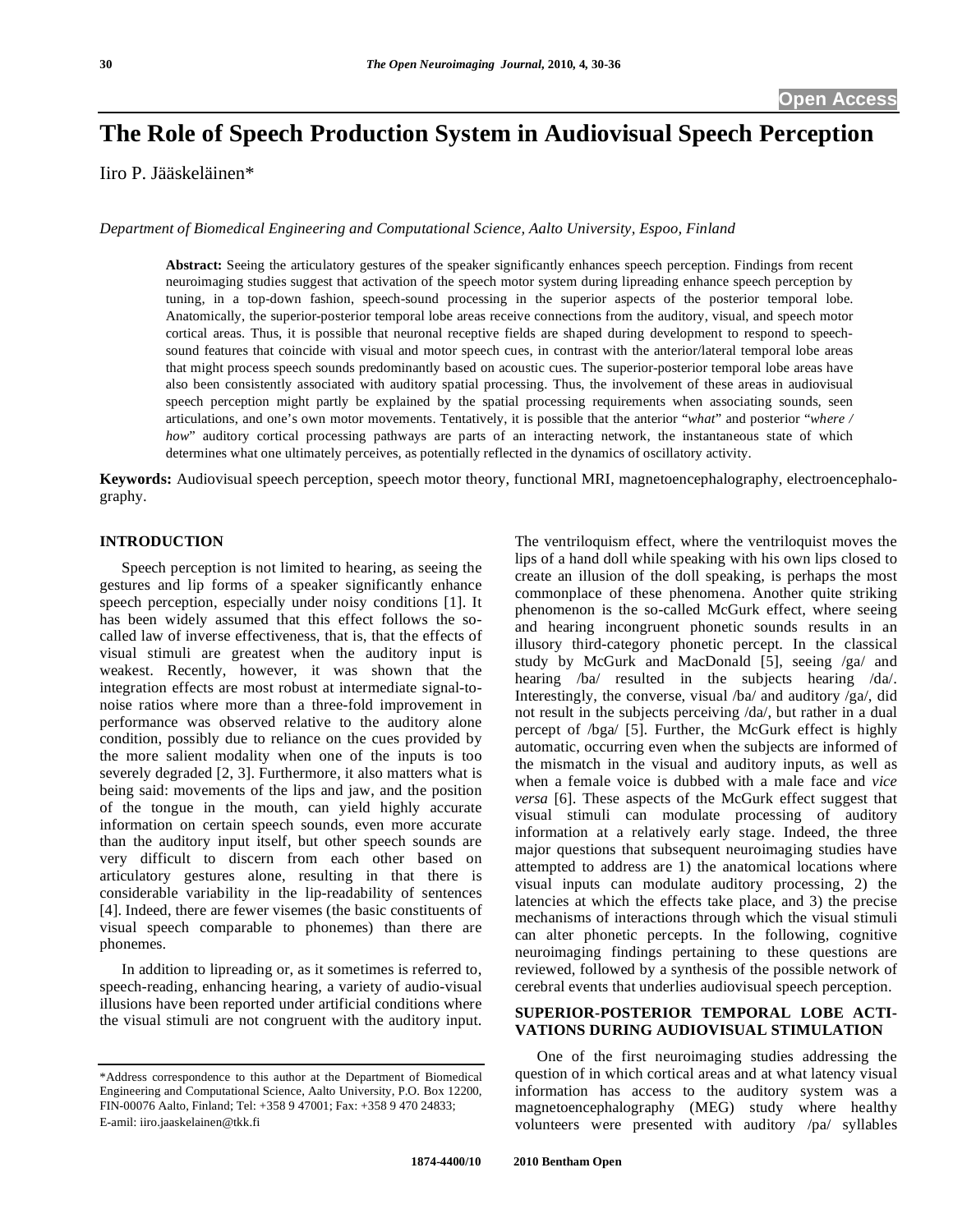Open Access

# The Role of Speech Production System in Audiovisual Speech Perception

Iiro P. Jääskeläinen*

*Department of Biomedical Engineering and Computational Science, Aalto University, Espoo, Finland*

**Abstract:** Seeing the articulatory gestures of the speaker significantly enhances speech perception. Findings from recent neuroimaging studies suggest that activation of the speech motor system during lipreading enhance speech perception by tuning, in a top-down fashion, speech-sound processing in the superior aspects of the posterior temporal lobe. Anatomically, the superior-posterior temporal lobe areas receive connections from the auditory, visual, and speech motor cortical areas. Thus, it is possible that neuronal receptive fields are shaped during development to respond to speech-sound features that coincide with visual and motor speech cues, in contrast with the anterior/lateral temporal lobe areas that might process speech sounds predominantly based on acoustic cues. The superior-posterior temporal lobe areas have also been consistently associated with auditory spatial processing. Thus, the involvement of these areas in audiovisual speech perception might partly be explained by the spatial processing requirements when associating sounds, seen articulations, and one's own motor movements. Tentatively, it is possible that the anterior "*what*" and posterior "*where / how*" auditory cortical processing pathways are parts of an interacting network, the instantaneous state of which determines what one ultimately perceives, as potentially reflected in the dynamics of oscillatory activity.

**Keywords:** Audiovisual speech perception, speech motor theory, functional MRI, magnetoencephalography, electroencephalography.

## INTRODUCTION

Speech perception is not limited to hearing, as seeing the gestures and lip forms of a speaker significantly enhance speech perception, especially under noisy conditions [1]. It has been widely assumed that this effect follows the so-called law of inverse effectiveness, that is, that the effects of visual stimuli are greatest when the auditory input is weakest. Recently, however, it was shown that the integration effects are most robust at intermediate signal-to-noise ratios where more than a three-fold improvement in performance was observed relative to the auditory alone condition, possibly due to reliance on the cues provided by the more salient modality when one of the inputs is too severely degraded [2, 3]. Furthermore, it also matters what is being said: movements of the lips and jaw, and the position of the tongue in the mouth, can yield highly accurate information on certain speech sounds, even more accurate than the auditory input itself, but other speech sounds are very difficult to discern from each other based on articulatory gestures alone, resulting in that there is considerable variability in the lip-readability of sentences [4]. Indeed, there are fewer visemes (the basic constituents of visual speech comparable to phonemes) than there are phonemes.

In addition to lipreading or, as it sometimes is referred to, speech-reading, enhancing hearing, a variety of audio-visual illusions have been reported under artificial conditions where the visual stimuli are not congruent with the auditory input. The ventriloquism effect, where the ventriloquist moves the lips of a hand doll while speaking with his own lips closed to create an illusion of the doll speaking, is perhaps the most commonplace of these phenomena. Another quite striking phenomenon is the so-called McGurk effect, where seeing and hearing incongruent phonetic sounds results in an illusory third-category phonetic percept. In the classical study by McGurk and MacDonald [5], seeing /ga/ and hearing /ba/ resulted in the subjects hearing /da/. Interestingly, the converse, visual /ba/ and auditory /ga/, did not result in the subjects perceiving /da/, but rather in a dual percept of /bga/ [5]. Further, the McGurk effect is highly automatic, occurring even when the subjects are informed of the mismatch in the visual and auditory inputs, as well as when a female voice is dubbed with a male face and *vice versa* [6]. These aspects of the McGurk effect suggest that visual stimuli can modulate processing of auditory information at a relatively early stage. Indeed, the three major questions that subsequent neuroimaging studies have attempted to address are 1) the anatomical locations where visual inputs can modulate auditory processing, 2) the latencies at which the effects take place, and 3) the precise mechanisms of interactions through which the visual stimuli can alter phonetic percepts. In the following, cognitive neuroimaging findings pertaining to these questions are reviewed, followed by a synthesis of the possible network of cerebral events that underlies audiovisual speech perception.

## SUPERIOR-POSTERIOR TEMPORAL LOBE ACTIVATIONS DURING AUDIOVISUAL STIMULATION

One of the first neuroimaging studies addressing the question of in which cortical areas and at what latency visual information has access to the auditory system was a magnetoencephalography (MEG) study where healthy volunteers were presented with auditory /pa/ syllables

*Address correspondence to this author at the Department of Biomedical Engineering and Computational Science, Aalto University, P.O. Box 12200, FIN-00076 Aalto, Finland; Tel: +358 9 47001; Fax: +358 9 470 24833; E-amil: iiro.jaaskelainen@tkk.fi

1874-4400/10 2010 Bentham Open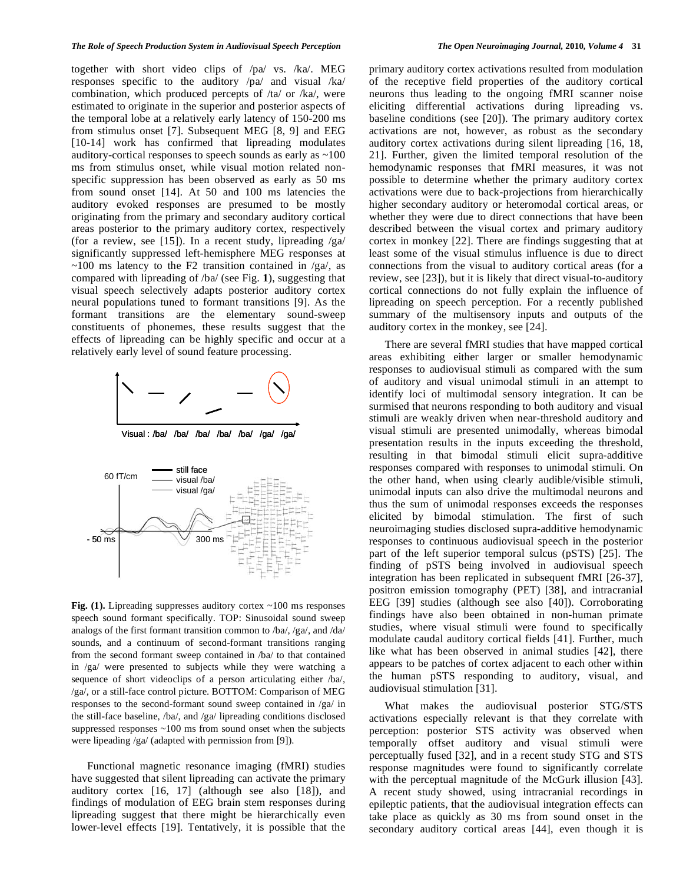together with short video clips of /pa/ vs. /ka/. MEG responses specific to the auditory /pa/ and visual /ka/ combination, which produced percepts of /ta/ or /ka/, were estimated to originate in the superior and posterior aspects of the temporal lobe at a relatively early latency of 150-200 ms from stimulus onset [7]. Subsequent MEG [8, 9] and EEG [10-14] work has confirmed that lipreading modulates auditory-cortical responses to speech sounds as early as ~100 ms from stimulus onset, while visual motion related non-specific suppression has been observed as early as 50 ms from sound onset [14]. At 50 and 100 ms latencies the auditory evoked responses are presumed to be mostly originating from the primary and secondary auditory cortical areas posterior to the primary auditory cortex, respectively (for a review, see [15]). In a recent study, lipreading /ga/ significantly suppressed left-hemisphere MEG responses at ~100 ms latency to the F2 transition contained in /ga/, as compared with lipreading of /ba/ (see Fig. **1**), suggesting that visual speech selectively adapts posterior auditory cortex neural populations tuned to formant transitions [9]. As the formant transitions are the elementary sound-sweep constituents of phonemes, these results suggest that the effects of lipreading can be highly specific and occur at a relatively early level of sound feature processing.

**Fig. (1).** Lipreading suppresses auditory cortex ~100 ms responses speech sound formant specifically. TOP: Sinusoidal sound sweep analogs of the first formant transition common to /ba/, /ga/, and /da/ sounds, and a continuum of second-formant transitions ranging from the second formant sweep contained in /ba/ to that contained in /ga/ were presented to subjects while they were watching a sequence of short videoclips of a person articulating either /ba/, /ga/, or a still-face control picture. BOTTOM: Comparison of MEG responses to the second-formant sound sweep contained in /ga/ in the still-face baseline, /ba/, and /ga/ lipreading conditions disclosed suppressed responses ~100 ms from sound onset when the subjects were lipeading /ga/ (adapted with permission from [9]).

Functional magnetic resonance imaging (fMRI) studies have suggested that silent lipreading can activate the primary auditory cortex [16, 17] (although see also [18]), and findings of modulation of EEG brain stem responses during lipreading suggest that there might be hierarchically even lower-level effects [19]. Tentatively, it is possible that the primary auditory cortex activations resulted from modulation of the receptive field properties of the auditory cortical neurons thus leading to the ongoing fMRI scanner noise eliciting differential activations during lipreading vs. baseline conditions (see [20]). The primary auditory cortex activations are not, however, as robust as the secondary auditory cortex activations during silent lipreading [16, 18, 21]. Further, given the limited temporal resolution of the hemodynamic responses that fMRI measures, it was not possible to determine whether the primary auditory cortex activations were due to back-projections from hierarchically higher secondary auditory or heteromodal cortical areas, or whether they were due to direct connections that have been described between the visual cortex and primary auditory cortex in monkey [22]. There are findings suggesting that at least some of the visual stimulus influence is due to direct connections from the visual to auditory cortical areas (for a review, see [23]), but it is likely that direct visual-to-auditory cortical connections do not fully explain the influence of lipreading on speech perception. For a recently published summary of the multisensory inputs and outputs of the auditory cortex in the monkey, see [24].

There are several fMRI studies that have mapped cortical areas exhibiting either larger or smaller hemodynamic responses to audiovisual stimuli as compared with the sum of auditory and visual unimodal stimuli in an attempt to identify loci of multimodal sensory integration. It can be surmised that neurons responding to both auditory and visual stimuli are weakly driven when near-threshold auditory and visual stimuli are presented unimodally, whereas bimodal presentation results in the inputs exceeding the threshold, resulting in that bimodal stimuli elicit supra-additive responses compared with responses to unimodal stimuli. On the other hand, when using clearly audible/visible stimuli, unimodal inputs can also drive the multimodal neurons and thus the sum of unimodal responses exceeds the responses elicited by bimodal stimulation. The first of such neuroimaging studies disclosed supra-additive hemodynamic responses to continuous audiovisual speech in the posterior part of the left superior temporal sulcus (pSTS) [25]. The finding of pSTS being involved in audiovisual speech integration has been replicated in subsequent fMRI [26-37], positron emission tomography (PET) [38], and intracranial EEG [39] studies (although see also [40]). Corroborating findings have also been obtained in non-human primate studies, where visual stimuli were found to specifically modulate caudal auditory cortical fields [41]. Further, much like what has been observed in animal studies [42], there appears to be patches of cortex adjacent to each other within the human pSTS responding to auditory, visual, and audiovisual stimulation [31].

What makes the audiovisual posterior STG/STS activations especially relevant is that they correlate with perception: posterior STS activity was observed when temporally offset auditory and visual stimuli were perceptually fused [32], and in a recent study STG and STS response magnitudes were found to significantly correlate with the perceptual magnitude of the McGurk illusion [43]. A recent study showed, using intracranial recordings in epileptic patients, that the audiovisual integration effects can take place as quickly as 30 ms from sound onset in the secondary auditory cortical areas [44], even though it is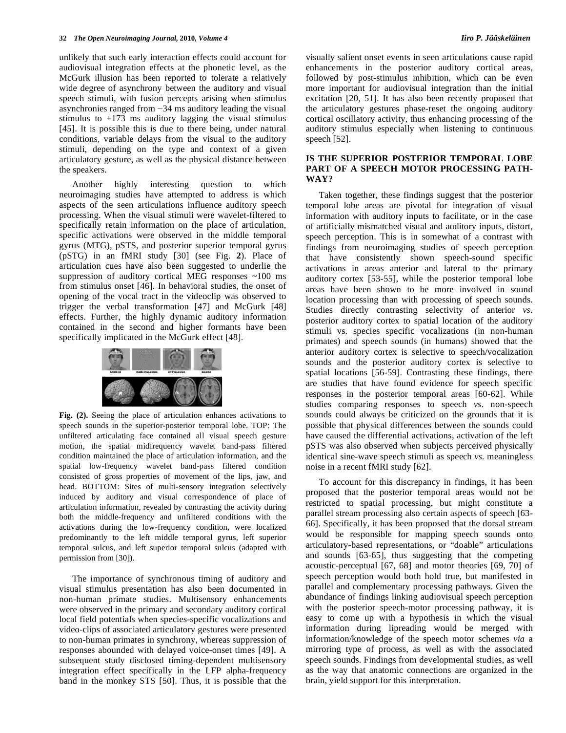unlikely that such early interaction effects could account for audiovisual integration effects at the phonetic level, as the McGurk illusion has been reported to tolerate a relatively wide degree of asynchrony between the auditory and visual speech stimuli, with fusion percepts arising when stimulus asynchronies ranged from −34 ms auditory leading the visual stimulus to +173 ms auditory lagging the visual stimulus [45]. It is possible this is due to there being, under natural conditions, variable delays from the visual to the auditory stimuli, depending on the type and context of a given articulatory gesture, as well as the physical distance between the speakers.

Another highly interesting question to which neuroimaging studies have attempted to address is which aspects of the seen articulations influence auditory speech processing. When the visual stimuli were wavelet-filtered to specifically retain information on the place of articulation, specific activations were observed in the middle temporal gyrus (MTG), pSTS, and posterior superior temporal gyrus (pSTG) in an fMRI study [30] (see Fig. **2**). Place of articulation cues have also been suggested to underlie the suppression of auditory cortical MEG responses ~100 ms from stimulus onset [46]. In behavioral studies, the onset of opening of the vocal tract in the videoclip was observed to trigger the verbal transformation [47] and McGurk [48] effects. Further, the highly dynamic auditory information contained in the second and higher formants have been specifically implicated in the McGurk effect [48].

**Fig. (2).** Seeing the place of articulation enhances activations to speech sounds in the superior-posterior temporal lobe. TOP: The unfiltered articulating face contained all visual speech gesture motion, the spatial midfrequency wavelet band-pass filtered condition maintained the place of articulation information, and the spatial low-frequency wavelet band-pass filtered condition consisted of gross properties of movement of the lips, jaw, and head. BOTTOM: Sites of multi-sensory integration selectively induced by auditory and visual correspondence of place of articulation information, revealed by contrasting the activity during both the middle-frequency and unfiltered conditions with the activations during the low-frequency condition, were localized predominantly to the left middle temporal gyrus, left superior temporal sulcus, and left superior temporal sulcus (adapted with permission from [30]).

The importance of synchronous timing of auditory and visual stimulus presentation has also been documented in non-human primate studies. Multisensory enhancements were observed in the primary and secondary auditory cortical local field potentials when species-specific vocalizations and video-clips of associated articulatory gestures were presented to non-human primates in synchrony, whereas suppression of responses abounded with delayed voice-onset times [49]. A subsequent study disclosed timing-dependent multisensory integration effect specifically in the LFP alpha-frequency band in the monkey STS [50]. Thus, it is possible that the visually salient onset events in seen articulations cause rapid enhancements in the posterior auditory cortical areas, followed by post-stimulus inhibition, which can be even more important for audiovisual integration than the initial excitation [20, 51]. It has also been recently proposed that the articulatory gestures phase-reset the ongoing auditory cortical oscillatory activity, thus enhancing processing of the auditory stimulus especially when listening to continuous speech [52].

## IS THE SUPERIOR POSTERIOR TEMPORAL LOBE PART OF A SPEECH MOTOR PROCESSING PATHWAY?

Taken together, these findings suggest that the posterior temporal lobe areas are pivotal for integration of visual information with auditory inputs to facilitate, or in the case of artificially mismatched visual and auditory inputs, distort, speech perception. This is in somewhat of a contrast with findings from neuroimaging studies of speech perception that have consistently shown speech-sound specific activations in areas anterior and lateral to the primary auditory cortex [53-55], while the posterior temporal lobe areas have been shown to be more involved in sound location processing than with processing of speech sounds. Studies directly contrasting selectivity of anterior *vs*. posterior auditory cortex to spatial location of the auditory stimuli vs. species specific vocalizations (in non-human primates) and speech sounds (in humans) showed that the anterior auditory cortex is selective to speech/vocalization sounds and the posterior auditory cortex is selective to spatial locations [56-59]. Contrasting these findings, there are studies that have found evidence for speech specific responses in the posterior temporal areas [60-62]. While studies comparing responses to speech *vs*. non-speech sounds could always be criticized on the grounds that it is possible that physical differences between the sounds could have caused the differential activations, activation of the left pSTS was also observed when subjects perceived physically identical sine-wave speech stimuli as speech *vs*. meaningless noise in a recent fMRI study [62].

To account for this discrepancy in findings, it has been proposed that the posterior temporal areas would not be restricted to spatial processing, but might constitute a parallel stream processing also certain aspects of speech [63-66]. Specifically, it has been proposed that the dorsal stream would be responsible for mapping speech sounds onto articulatory-based representations, or "doable" articulations and sounds [63-65], thus suggesting that the competing acoustic-perceptual [67, 68] and motor theories [69, 70] of speech perception would both hold true, but manifested in parallel and complementary processing pathways. Given the abundance of findings linking audiovisual speech perception with the posterior speech-motor processing pathway, it is easy to come up with a hypothesis in which the visual information during lipreading would be merged with information/knowledge of the speech motor schemes *via* a mirroring type of process, as well as with the associated speech sounds. Findings from developmental studies, as well as the way that anatomic connections are organized in the brain, yield support for this interpretation.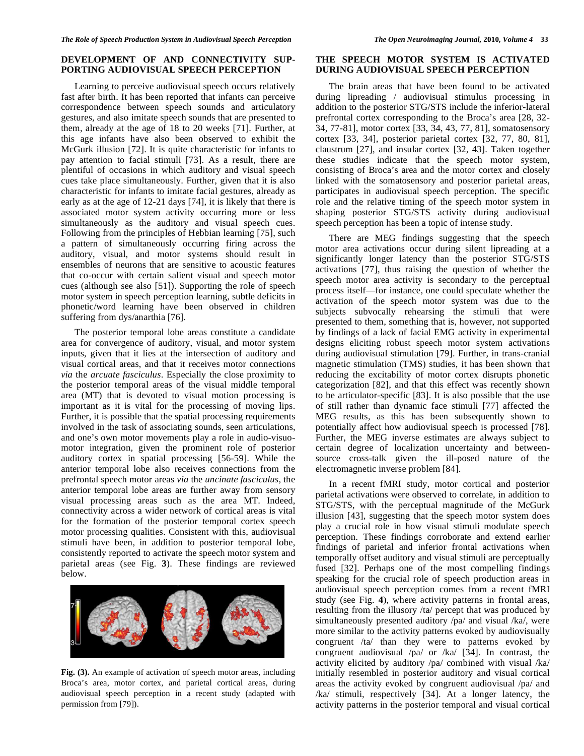## DEVELOPMENT OF AND CONNECTIVITY SUPPORTING AUDIOVISUAL SPEECH PERCEPTION

Learning to perceive audiovisual speech occurs relatively fast after birth. It has been reported that infants can perceive correspondence between speech sounds and articulatory gestures, and also imitate speech sounds that are presented to them, already at the age of 18 to 20 weeks [71]. Further, at this age infants have also been observed to exhibit the McGurk illusion [72]. It is quite characteristic for infants to pay attention to facial stimuli [73]. As a result, there are plentiful of occasions in which auditory and visual speech cues take place simultaneously. Further, given that it is also characteristic for infants to imitate facial gestures, already as early as at the age of 12-21 days [74], it is likely that there is associated motor system activity occurring more or less simultaneously as the auditory and visual speech cues. Following from the principles of Hebbian learning [75], such a pattern of simultaneously occurring firing across the auditory, visual, and motor systems should result in ensembles of neurons that are sensitive to acoustic features that co-occur with certain salient visual and speech motor cues (although see also [51]). Supporting the role of speech motor system in speech perception learning, subtle deficits in phonetic/word learning have been observed in children suffering from dys/anarthia [76].

The posterior temporal lobe areas constitute a candidate area for convergence of auditory, visual, and motor system inputs, given that it lies at the intersection of auditory and visual cortical areas, and that it receives motor connections *via* the *arcuate fasciculus*. Especially the close proximity to the posterior temporal areas of the visual middle temporal area (MT) that is devoted to visual motion processing is important as it is vital for the processing of moving lips. Further, it is possible that the spatial processing requirements involved in the task of associating sounds, seen articulations, and one's own motor movements play a role in audio-visuo-motor integration, given the prominent role of posterior auditory cortex in spatial processing [56-59]. While the anterior temporal lobe also receives connections from the prefrontal speech motor areas *via* the *uncinate fasciculus*, the anterior temporal lobe areas are further away from sensory visual processing areas such as the area MT. Indeed, connectivity across a wider network of cortical areas is vital for the formation of the posterior temporal cortex speech motor processing qualities. Consistent with this, audiovisual stimuli have been, in addition to posterior temporal lobe, consistently reported to activate the speech motor system and parietal areas (see Fig. **3**). These findings are reviewed below.

**Fig. (3).** An example of activation of speech motor areas, including Broca's area, motor cortex, and parietal cortical areas, during audiovisual speech perception in a recent study (adapted with permission from [79]).

## THE SPEECH MOTOR SYSTEM IS ACTIVATED DURING AUDIOVISUAL SPEECH PERCEPTION

The brain areas that have been found to be activated during lipreading / audiovisual stimulus processing in addition to the posterior STG/STS include the inferior-lateral prefrontal cortex corresponding to the Broca's area [28, 32-34, 77-81], motor cortex [33, 34, 43, 77, 81], somatosensory cortex [33, 34], posterior parietal cortex [32, 77, 80, 81], claustrum [27], and insular cortex [32, 43]. Taken together these studies indicate that the speech motor system, consisting of Broca's area and the motor cortex and closely linked with the somatosensory and posterior parietal areas, participates in audiovisual speech perception. The specific role and the relative timing of the speech motor system in shaping posterior STG/STS activity during audiovisual speech perception has been a topic of intense study.

There are MEG findings suggesting that the speech motor area activations occur during silent lipreading at a significantly longer latency than the posterior STG/STS activations [77], thus raising the question of whether the speech motor area activity is secondary to the perceptual process itself—for instance, one could speculate whether the activation of the speech motor system was due to the subjects subvocally rehearsing the stimuli that were presented to them, something that is, however, not supported by findings of a lack of facial EMG activity in experimental designs eliciting robust speech motor system activations during audiovisual stimulation [79]. Further, in trans-cranial magnetic stimulation (TMS) studies, it has been shown that reducing the excitability of motor cortex disrupts phonetic categorization [82], and that this effect was recently shown to be articulator-specific [83]. It is also possible that the use of still rather than dynamic face stimuli [77] affected the MEG results, as this has been subsequently shown to potentially affect how audiovisual speech is processed [78]. Further, the MEG inverse estimates are always subject to certain degree of localization uncertainty and between-source cross-talk given the ill-posed nature of the electromagnetic inverse problem [84].

In a recent fMRI study, motor cortical and posterior parietal activations were observed to correlate, in addition to STG/STS, with the perceptual magnitude of the McGurk illusion [43], suggesting that the speech motor system does play a crucial role in how visual stimuli modulate speech perception. These findings corroborate and extend earlier findings of parietal and inferior frontal activations when temporally offset auditory and visual stimuli are perceptually fused [32]. Perhaps one of the most compelling findings speaking for the crucial role of speech production areas in audiovisual speech perception comes from a recent fMRI study (see Fig. **4**), where activity patterns in frontal areas, resulting from the illusory /ta/ percept that was produced by simultaneously presented auditory /pa/ and visual /ka/, were more similar to the activity patterns evoked by audiovisually congruent /ta/ than they were to patterns evoked by congruent audiovisual /pa/ or /ka/ [34]. In contrast, the activity elicited by auditory /pa/ combined with visual /ka/ initially resembled in posterior auditory and visual cortical areas the activity evoked by congruent audiovisual /pa/ and /ka/ stimuli, respectively [34]. At a longer latency, the activity patterns in the posterior temporal and visual cortical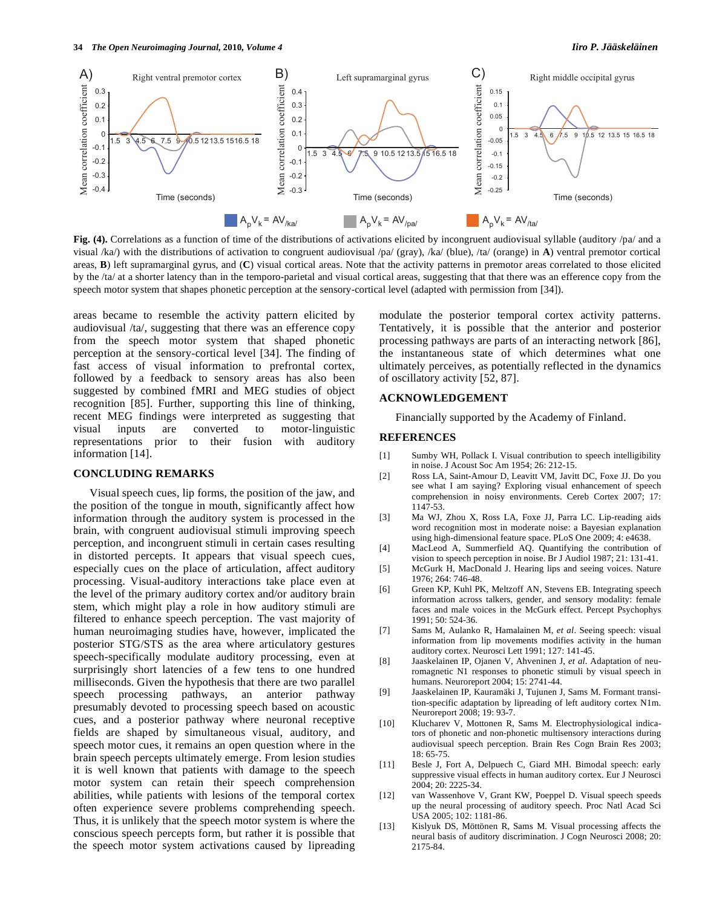**Fig. (4).** Correlations as a function of time of the distributions of activations elicited by incongruent audiovisual syllable (auditory /pa/ and a visual /ka/) with the distributions of activation to congruent audiovisual /pa/ (gray), /ka/ (blue), /ta/ (orange) in **A**) ventral premotor cortical areas, **B**) left supramarginal gyrus, and (**C**) visual cortical areas. Note that the activity patterns in premotor areas correlated to those elicited by the /ta/ at a shorter latency than in the temporo-parietal and visual cortical areas, suggesting that that there was an efference copy from the speech motor system that shapes phonetic perception at the sensory-cortical level (adapted with permission from [34]).

areas became to resemble the activity pattern elicited by audiovisual /ta/, suggesting that there was an efference copy from the speech motor system that shaped phonetic perception at the sensory-cortical level [34]. The finding of fast access of visual information to prefrontal cortex, followed by a feedback to sensory areas has also been suggested by combined fMRI and MEG studies of object recognition [85]. Further, supporting this line of thinking, recent MEG findings were interpreted as suggesting that visual inputs are converted to motor-linguistic representations prior to their fusion with auditory information [14].

## CONCLUDING REMARKS

Visual speech cues, lip forms, the position of the jaw, and the position of the tongue in mouth, significantly affect how information through the auditory system is processed in the brain, with congruent audiovisual stimuli improving speech perception, and incongruent stimuli in certain cases resulting in distorted percepts. It appears that visual speech cues, especially cues on the place of articulation, affect auditory processing. Visual-auditory interactions take place even at the level of the primary auditory cortex and/or auditory brain stem, which might play a role in how auditory stimuli are filtered to enhance speech perception. The vast majority of human neuroimaging studies have, however, implicated the posterior STG/STS as the area where articulatory gestures speech-specifically modulate auditory processing, even at surprisingly short latencies of a few tens to one hundred milliseconds. Given the hypothesis that there are two parallel speech processing pathways, an anterior pathway presumably devoted to processing speech based on acoustic cues, and a posterior pathway where neuronal receptive fields are shaped by simultaneous visual, auditory, and speech motor cues, it remains an open question where in the brain speech percepts ultimately emerge. From lesion studies it is well known that patients with damage to the speech motor system can retain their speech comprehension abilities, while patients with lesions of the temporal cortex often experience severe problems comprehending speech. Thus, it is unlikely that the speech motor system is where the conscious speech percepts form, but rather it is possible that the speech motor system activations caused by lipreading modulate the posterior temporal cortex activity patterns. Tentatively, it is possible that the anterior and posterior processing pathways are parts of an interacting network [86], the instantaneous state of which determines what one ultimately perceives, as potentially reflected in the dynamics of oscillatory activity [52, 87].

## ACKNOWLEDGEMENT

Financially supported by the Academy of Finland.

## REFERENCES

[1] Sumby WH, Pollack I. Visual contribution to speech intelligibility in noise. J Acoust Soc Am 1954; 26: 212-15.

[2] Ross LA, Saint-Amour D, Leavitt VM, Javitt DC, Foxe JJ. Do you see what I am saying? Exploring visual enhancement of speech comprehension in noisy environments. Cereb Cortex 2007; 17: 1147-53.

[3] Ma WJ, Zhou X, Ross LA, Foxe JJ, Parra LC. Lip-reading aids word recognition most in moderate noise: a Bayesian explanation using high-dimensional feature space. PLoS One 2009; 4: e4638.

[4] MacLeod A, Summerfield AQ. Quantifying the contribution of vision to speech perception in noise. Br J Audiol 1987; 21: 131-41.

[5] McGurk H, MacDonald J. Hearing lips and seeing voices. Nature 1976; 264: 746-48.

[6] Green KP, Kuhl PK, Meltzoff AN, Stevens EB. Integrating speech information across talkers, gender, and sensory modality: female faces and male voices in the McGurk effect. Percept Psychophys 1991; 50: 524-36.

[7] Sams M, Aulanko R, Hamalainen M, *et al*. Seeing speech: visual information from lip movements modifies activity in the human auditory cortex. Neurosci Lett 1991; 127: 141-45.

[8] Jaaskelainen IP, Ojanen V, Ahveninen J, *et al*. Adaptation of neuromagnetic N1 responses to phonetic stimuli by visual speech in humans. Neuroreport 2004; 15: 2741-44.

[9] Jaaskelainen IP, Kauramäki J, Tujunen J, Sams M. Formant transition-specific adaptation by lipreading of left auditory cortex N1m. Neuroreport 2008; 19: 93-7.

[10] Klucharev V, Mottonen R, Sams M. Electrophysiological indicators of phonetic and non-phonetic multisensory interactions during audiovisual speech perception. Brain Res Cogn Brain Res 2003; 18: 65-75.

[11] Besle J, Fort A, Delpuech C, Giard MH. Bimodal speech: early suppressive visual effects in human auditory cortex. Eur J Neurosci 2004; 20: 2225-34.

[12] van Wassenhove V, Grant KW, Poeppel D. Visual speech speeds up the neural processing of auditory speech. Proc Natl Acad Sci USA 2005; 102: 1181-86.

[13] Kislyuk DS, Möttönen R, Sams M. Visual processing affects the neural basis of auditory discrimination. J Cogn Neurosci 2008; 20: 2175-84.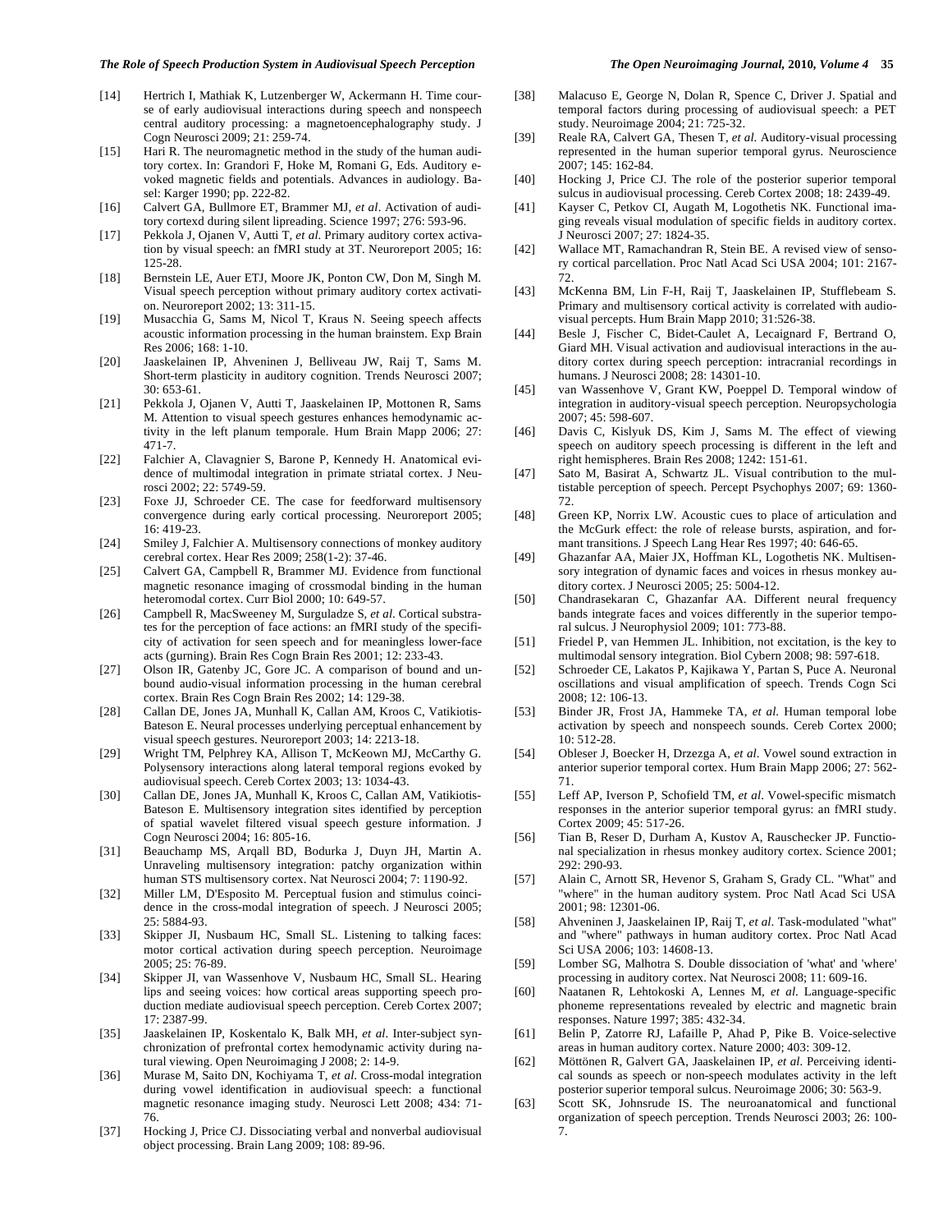[14] Hertrich I, Mathiak K, Lutzenberger W, Ackermann H. Time course of early audiovisual interactions during speech and nonspeech central auditory processing: a magnetoencephalography study. J Cogn Neurosci 2009; 21: 259-74.

[15] Hari R. The neuromagnetic method in the study of the human auditory cortex. In: Grandori F, Hoke M, Romani G, Eds. Auditory evoked magnetic fields and potentials. Advances in audiology. Basel: Karger 1990; pp. 222-82.

[16] Calvert GA, Bullmore ET, Brammer MJ, *et al*. Activation of auditory cortexd during silent lipreading. Science 1997; 276: 593-96.

[17] Pekkola J, Ojanen V, Autti T, *et al*. Primary auditory cortex activation by visual speech: an fMRI study at 3T. Neuroreport 2005; 16: 125-28.

[18] Bernstein LE, Auer ETJ, Moore JK, Ponton CW, Don M, Singh M. Visual speech perception without primary auditory cortex activation. Neuroreport 2002; 13: 311-15.

[19] Musacchia G, Sams M, Nicol T, Kraus N. Seeing speech affects acoustic information processing in the human brainstem. Exp Brain Res 2006; 168: 1-10.

[20] Jaaskelainen IP, Ahveninen J, Belliveau JW, Raij T, Sams M. Short-term plasticity in auditory cognition. Trends Neurosci 2007; 30: 653-61.

[21] Pekkola J, Ojanen V, Autti T, Jaaskelainen IP, Mottonen R, Sams M. Attention to visual speech gestures enhances hemodynamic activity in the left planum temporale. Hum Brain Mapp 2006; 27: 471-7.

[22] Falchier A, Clavagnier S, Barone P, Kennedy H. Anatomical evidence of multimodal integration in primate striatal cortex. J Neurosci 2002; 22: 5749-59.

[23] Foxe JJ, Schroeder CE. The case for feedforward multisensory convergence during early cortical processing. Neuroreport 2005; 16: 419-23.

[24] Smiley J, Falchier A. Multisensory connections of monkey auditory cerebral cortex. Hear Res 2009; 258(1-2): 37-46.

[25] Calvert GA, Campbell R, Brammer MJ. Evidence from functional magnetic resonance imaging of crossmodal binding in the human heteromodal cortex. Curr Biol 2000; 10: 649-57.

[26] Campbell R, MacSweeney M, Surguladze S, *et al*. Cortical substrates for the perception of face actions: an fMRI study of the specificity of activation for seen speech and for meaningless lower-face acts (gurning). Brain Res Cogn Brain Res 2001; 12: 233-43.

[27] Olson IR, Gatenby JC, Gore JC. A comparison of bound and unbound audio-visual information processing in the human cerebral cortex. Brain Res Cogn Brain Res 2002; 14: 129-38.

[28] Callan DE, Jones JA, Munhall K, Callan AM, Kroos C, Vatikiotis-Bateson E. Neural processes underlying perceptual enhancement by visual speech gestures. Neuroreport 2003; 14: 2213-18.

[29] Wright TM, Pelphrey KA, Allison T, McKeown MJ, McCarthy G. Polysensory interactions along lateral temporal regions evoked by audiovisual speech. Cereb Cortex 2003; 13: 1034-43.

[30] Callan DE, Jones JA, Munhall K, Kroos C, Callan AM, Vatikiotis-Bateson E. Multisensory integration sites identified by perception of spatial wavelet filtered visual speech gesture information. J Cogn Neurosci 2004; 16: 805-16.

[31] Beauchamp MS, Arqall BD, Bodurka J, Duyn JH, Martin A. Unraveling multisensory integration: patchy organization within human STS multisensory cortex. Nat Neurosci 2004; 7: 1190-92.

[32] Miller LM, D'Esposito M. Perceptual fusion and stimulus coincidence in the cross-modal integration of speech. J Neurosci 2005; 25: 5884-93.

[33] Skipper JI, Nusbaum HC, Small SL. Listening to talking faces: motor cortical activation during speech perception. Neuroimage 2005; 25: 76-89.

[34] Skipper JI, van Wassenhove V, Nusbaum HC, Small SL. Hearing lips and seeing voices: how cortical areas supporting speech production mediate audiovisual speech perception. Cereb Cortex 2007; 17: 2387-99.

[35] Jaaskelainen IP, Koskentalo K, Balk MH, *et al*. Inter-subject synchronization of prefrontal cortex hemodynamic activity during natural viewing. Open Neuroimaging J 2008; 2: 14-9.

[36] Murase M, Saito DN, Kochiyama T, *et al*. Cross-modal integration during vowel identification in audiovisual speech: a functional magnetic resonance imaging study. Neurosci Lett 2008; 434: 71-76.

[37] Hocking J, Price CJ. Dissociating verbal and nonverbal audiovisual object processing. Brain Lang 2009; 108: 89-96.

[38] Malacuso E, George N, Dolan R, Spence C, Driver J. Spatial and temporal factors during processing of audiovisual speech: a PET study. Neuroimage 2004; 21: 725-32.

[39] Reale RA, Calvert GA, Thesen T, *et al*. Auditory-visual processing represented in the human superior temporal gyrus. Neuroscience 2007; 145: 162-84.

[40] Hocking J, Price CJ. The role of the posterior superior temporal sulcus in audiovisual processing. Cereb Cortex 2008; 18: 2439-49.

[41] Kayser C, Petkov CI, Augath M, Logothetis NK. Functional imaging reveals visual modulation of specific fields in auditory cortex. J Neurosci 2007; 27: 1824-35.

[42] Wallace MT, Ramachandran R, Stein BE. A revised view of sensory cortical parcellation. Proc Natl Acad Sci USA 2004; 101: 2167-72.

[43] McKenna BM, Lin F-H, Raij T, Jaaskelainen IP, Stufflebeam S. Primary and multisensory cortical activity is correlated with audiovisual percepts. Hum Brain Mapp 2010; 31:526-38.

[44] Besle J, Fischer C, Bidet-Caulet A, Lecaignard F, Bertrand O, Giard MH. Visual activation and audiovisual interactions in the auditory cortex during speech perception: intracranial recordings in humans. J Neurosci 2008; 28: 14301-10.

[45] van Wassenhove V, Grant KW, Poeppel D. Temporal window of integration in auditory-visual speech perception. Neuropsychologia 2007; 45: 598-607.

[46] Davis C, Kislyuk DS, Kim J, Sams M. The effect of viewing speech on auditory speech processing is different in the left and right hemispheres. Brain Res 2008; 1242: 151-61.

[47] Sato M, Basirat A, Schwartz JL. Visual contribution to the multistable perception of speech. Percept Psychophys 2007; 69: 1360-72.

[48] Green KP, Norrix LW. Acoustic cues to place of articulation and the McGurk effect: the role of release bursts, aspiration, and formant transitions. J Speech Lang Hear Res 1997; 40: 646-65.

[49] Ghazanfar AA, Maier JX, Hoffman KL, Logothetis NK. Multisensory integration of dynamic faces and voices in rhesus monkey auditory cortex. J Neurosci 2005; 25: 5004-12.

[50] Chandrasekaran C, Ghazanfar AA. Different neural frequency bands integrate faces and voices differently in the superior temporal sulcus. J Neurophysiol 2009; 101: 773-88.

[51] Friedel P, van Hemmen JL. Inhibition, not excitation, is the key to multimodal sensory integration. Biol Cybern 2008; 98: 597-618.

[52] Schroeder CE, Lakatos P, Kajikawa Y, Partan S, Puce A. Neuronal oscillations and visual amplification of speech. Trends Cogn Sci 2008; 12: 106-13.

[53] Binder JR, Frost JA, Hammeke TA, *et al*. Human temporal lobe activation by speech and nonspeech sounds. Cereb Cortex 2000; 10: 512-28.

[54] Obleser J, Boecker H, Drzezga A, *et al*. Vowel sound extraction in anterior superior temporal cortex. Hum Brain Mapp 2006; 27: 562-71.

[55] Leff AP, Iverson P, Schofield TM, *et al*. Vowel-specific mismatch responses in the anterior superior temporal gyrus: an fMRI study. Cortex 2009; 45: 517-26.

[56] Tian B, Reser D, Durham A, Kustov A, Rauschecker JP. Functional specialization in rhesus monkey auditory cortex. Science 2001; 292: 290-93.

[57] Alain C, Arnott SR, Hevenor S, Graham S, Grady CL. "What" and "where" in the human auditory system. Proc Natl Acad Sci USA 2001; 98: 12301-06.

[58] Ahveninen J, Jaaskelainen IP, Raij T, *et al*. Task-modulated "what" and "where" pathways in human auditory cortex. Proc Natl Acad Sci USA 2006; 103: 14608-13.

[59] Lomber SG, Malhotra S. Double dissociation of 'what' and 'where' processing in auditory cortex. Nat Neurosci 2008; 11: 609-16.

[60] Naatanen R, Lehtokoski A, Lennes M, *et al*. Language-specific phoneme representations revealed by electric and magnetic brain responses. Nature 1997; 385: 432-34.

[61] Belin P, Zatorre RJ, Lafaille P, Ahad P, Pike B. Voice-selective areas in human auditory cortex. Nature 2000; 403: 309-12.

[62] Möttönen R, Galvert GA, Jaaskelainen IP, *et al*. Perceiving identical sounds as speech or non-speech modulates activity in the left posterior superior temporal sulcus. Neuroimage 2006; 30: 563-9.

[63] Scott SK, Johnsrude IS. The neuroanatomical and functional organization of speech perception. Trends Neurosci 2003; 26: 100-7.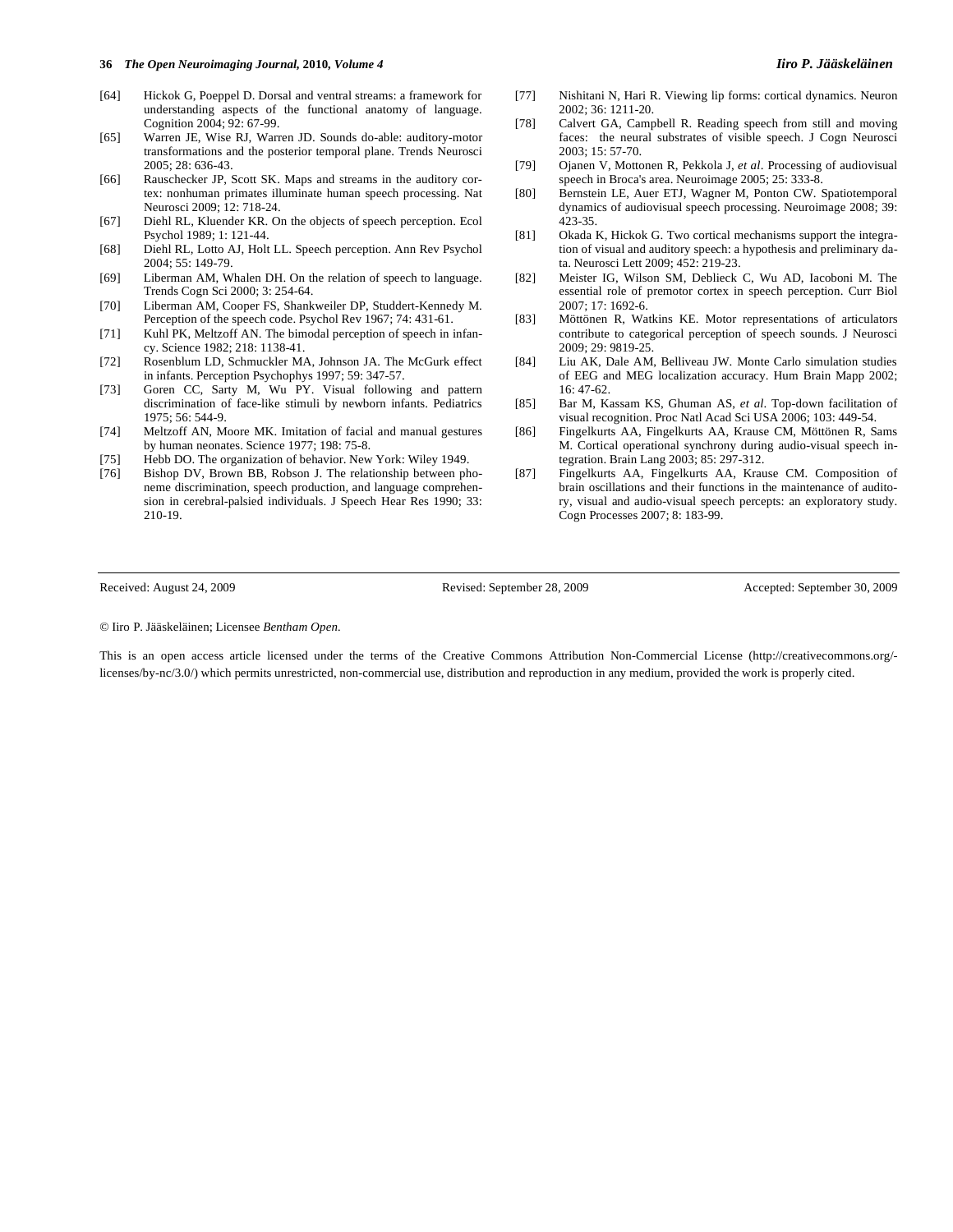[64] Hickok G, Poeppel D. Dorsal and ventral streams: a framework for understanding aspects of the functional anatomy of language. Cognition 2004; 92: 67-99.

[65] Warren JE, Wise RJ, Warren JD. Sounds do-able: auditory-motor transformations and the posterior temporal plane. Trends Neurosci 2005; 28: 636-43.

[66] Rauschecker JP, Scott SK. Maps and streams in the auditory cortex: nonhuman primates illuminate human speech processing. Nat Neurosci 2009; 12: 718-24.

[67] Diehl RL, Kluender KR. On the objects of speech perception. Ecol Psychol 1989; 1: 121-44.

[68] Diehl RL, Lotto AJ, Holt LL. Speech perception. Ann Rev Psychol 2004; 55: 149-79.

[69] Liberman AM, Whalen DH. On the relation of speech to language. Trends Cogn Sci 2000; 3: 254-64.

[70] Liberman AM, Cooper FS, Shankweiler DP, Studdert-Kennedy M. Perception of the speech code. Psychol Rev 1967; 74: 431-61.

[71] Kuhl PK, Meltzoff AN. The bimodal perception of speech in infancy. Science 1982; 218: 1138-41.

[72] Rosenblum LD, Schmuckler MA, Johnson JA. The McGurk effect in infants. Perception Psychophys 1997; 59: 347-57.

[73] Goren CC, Sarty M, Wu PY. Visual following and pattern discrimination of face-like stimuli by newborn infants. Pediatrics 1975; 56: 544-9.

[74] Meltzoff AN, Moore MK. Imitation of facial and manual gestures by human neonates. Science 1977; 198: 75-8.

[75] Hebb DO. The organization of behavior. New York: Wiley 1949.

[76] Bishop DV, Brown BB, Robson J. The relationship between phoneme discrimination, speech production, and language comprehension in cerebral-palsied individuals. J Speech Hear Res 1990; 33: 210-19.

[77] Nishitani N, Hari R. Viewing lip forms: cortical dynamics. Neuron 2002; 36: 1211-20.

[78] Calvert GA, Campbell R. Reading speech from still and moving faces: the neural substrates of visible speech. J Cogn Neurosci 2003; 15: 57-70.

[79] Ojanen V, Mottonen R, Pekkola J, *et al*. Processing of audiovisual speech in Broca's area. Neuroimage 2005; 25: 333-8.

[80] Bernstein LE, Auer ETJ, Wagner M, Ponton CW. Spatiotemporal dynamics of audiovisual speech processing. Neuroimage 2008; 39: 423-35.

[81] Okada K, Hickok G. Two cortical mechanisms support the integration of visual and auditory speech: a hypothesis and preliminary data. Neurosci Lett 2009; 452: 219-23.

[82] Meister IG, Wilson SM, Deblieck C, Wu AD, Iacoboni M. The essential role of premotor cortex in speech perception. Curr Biol 2007; 17: 1692-6.

[83] Möttönen R, Watkins KE. Motor representations of articulators contribute to categorical perception of speech sounds. J Neurosci 2009; 29: 9819-25.

[84] Liu AK, Dale AM, Belliveau JW. Monte Carlo simulation studies of EEG and MEG localization accuracy. Hum Brain Mapp 2002; 16: 47-62.

[85] Bar M, Kassam KS, Ghuman AS, *et al*. Top-down facilitation of visual recognition. Proc Natl Acad Sci USA 2006; 103: 449-54.

[86] Fingelkurts AA, Fingelkurts AA, Krause CM, Möttönen R, Sams M. Cortical operational synchrony during audio-visual speech integration. Brain Lang 2003; 85: 297-312.

[87] Fingelkurts AA, Fingelkurts AA, Krause CM. Composition of brain oscillations and their functions in the maintenance of auditory, visual and audio-visual speech percepts: an exploratory study. Cogn Processes 2007; 8: 183-99.

---

Received: August 24, 2009 Revised: September 28, 2009 Accepted: September 30, 2009

© Iiro P. Jääskeläinen; Licensee *Bentham Open*.

This is an open access article licensed under the terms of the Creative Commons Attribution Non-Commercial License (http://creativecommons.org/-licenses/by-nc/3.0/) which permits unrestricted, non-commercial use, distribution and reproduction in any medium, provided the work is properly cited.